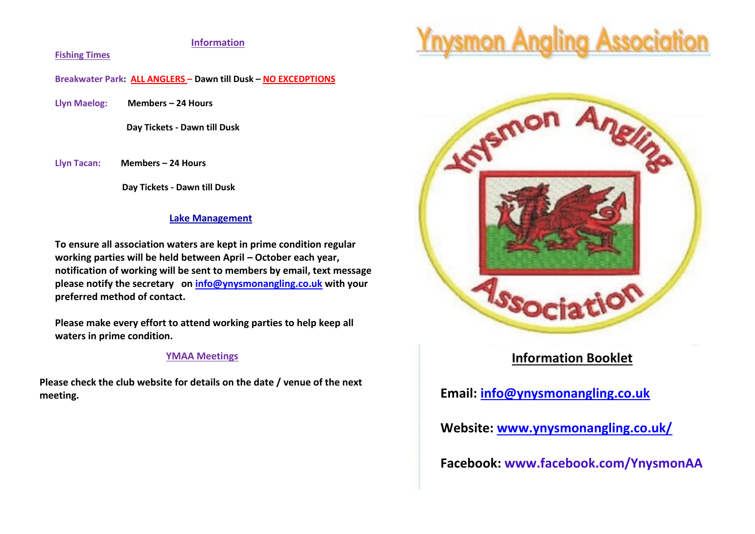## Information

**Fishing Times**

**Breakwater Park: ALL ANGLERS – Dawn till Dusk – NO EXCEDPTIONS**

**Llyn Maelog:** **Members – 24 Hours**

**Day Tickets - Dawn till Dusk**

**Llyn Tacan:** **Members – 24 Hours**

**Day Tickets - Dawn till Dusk**

## Lake Management

**To ensure all association waters are kept in prime condition regular working parties will be held between April – October each year, notification of working will be sent to members by email, text message please notify the secretary on info@ynysmonangling.co.uk with your preferred method of contact.**

**Please make every effort to attend working parties to help keep all waters in prime condition.**

## YMAA Meetings

**Please check the club website for details on the date / venue of the next meeting.**

# Ynysmon Angling Association

Ynysmon Angling Association

## Information Booklet

**Email: info@ynysmonangling.co.uk**

**Website: www.ynysmonangling.co.uk/**

**Facebook: www.facebook.com/YnysmonAA**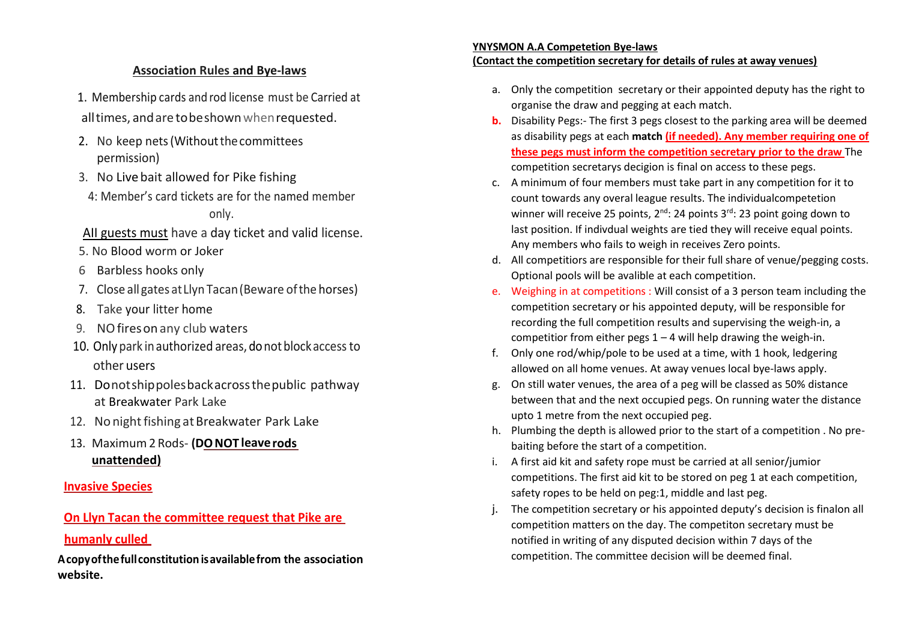## Association Rules and Bye-laws

1. Membership cards and rod license must be Carried at all times, and are to be shown when requested.
2. No keep nets (Without the committees permission)
3. No Live bait allowed for Pike fishing
4. Member's card tickets are for the named member only.

All guests must have a day ticket and valid license.

5. No Blood worm or Joker
6. Barbless hooks only
7. Close all gates at Llyn Tacan (Beware of the horses)
8. Take your litter home
9. NO fires on any club waters
10. Only park in authorized areas, do not block access to other users
11. Do not ship poles back across the public pathway at Breakwater Park Lake
12. No night fishing at Breakwater Park Lake
13. Maximum 2 Rods- **(DO NOT leave rods unattended)**

**Invasive Species**

**On Llyn Tacan the committee request that Pike are humanly culled**

**A copy of the full constitution is available from the association website.**

**YNYSMON A.A Competetion Bye-laws**
**(Contact the competition secretary for details of rules at away venues)**

a. Only the competition secretary or their appointed deputy has the right to organise the draw and pegging at each match.
b. Disability Pegs:- The first 3 pegs closest to the parking area will be deemed as disability pegs at each **match (if needed). Any member requiring one of these pegs must inform the competition secretary prior to the draw** The competition secretarys decigion is final on access to these pegs.
c. A minimum of four members must take part in any competition for it to count towards any overal league results. The individualcompetetion winner will receive 25 points, 2nd: 24 points 3rd: 23 point going down to last position. If indivdual weights are tied they will receive equal points. Any members who fails to weigh in receives Zero points.
d. All competitiors are responsible for their full share of venue/pegging costs. Optional pools will be avalible at each competition.
e. Weighing in at competitions : Will consist of a 3 person team including the competition secretary or his appointed deputy, will be responsible for recording the full competition results and supervising the weigh-in, a competitior from either pegs 1 – 4 will help drawing the weigh-in.
f. Only one rod/whip/pole to be used at a time, with 1 hook, ledgering allowed on all home venues. At away venues local bye-laws apply.
g. On still water venues, the area of a peg will be classed as 50% distance between that and the next occupied pegs. On running water the distance upto 1 metre from the next occupied peg.
h. Plumbing the depth is allowed prior to the start of a competition . No pre-baiting before the start of a competition.
i. A first aid kit and safety rope must be carried at all senior/jumior competitions. The first aid kit to be stored on peg 1 at each competition, safety ropes to be held on peg:1, middle and last peg.
j. The competition secretary or his appointed deputy's decision is finalon all competition matters on the day. The competiton secretary must be notified in writing of any disputed decision within 7 days of the competition. The committee decision will be deemed final.